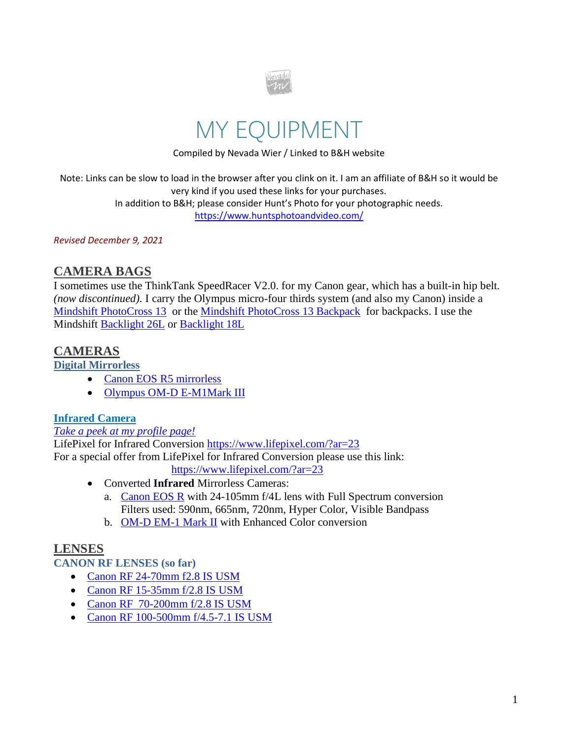# MY EQUIPMENT

Compiled by Nevada Wier / Linked to B&H website

Note: Links can be slow to load in the browser after you clink on it. I am an affiliate of B&H so it would be very kind if you used these links for your purchases.
In addition to B&H; please consider Hunt's Photo for your photographic needs.
https://www.huntsphotoandvideo.com/

*Revised December 9, 2021*

## CAMERA BAGS

I sometimes use the ThinkTank SpeedRacer V2.0. for my Canon gear, which has a built-in hip belt. *(now discontinued).* I carry the Olympus micro-four thirds system (and also my Canon) inside a Mindshift PhotoCross 13 or the Mindshift PhotoCross 13 Backpack for backpacks. I use the Mindshift Backlight 26L or Backlight 18L

## CAMERAS

### Digital Mirrorless

- Canon EOS R5 mirrorless
- Olympus OM-D E-M1Mark III

### Infrared Camera

*Take a peek at my profile page!*

LifePixel for Infrared Conversion https://www.lifepixel.com/?ar=23
For a special offer from LifePixel for Infrared Conversion please use this link:
https://www.lifepixel.com/?ar=23

- Converted **Infrared** Mirrorless Cameras:
  a. Canon EOS R with 24-105mm f/4L lens with Full Spectrum conversion
     Filters used: 590nm, 665nm, 720nm, Hyper Color, Visible Bandpass
  b. OM-D EM-1 Mark II with Enhanced Color conversion

## LENSES

### CANON RF LENSES (so far)

- Canon RF 24-70mm f2.8 IS USM
- Canon RF 15-35mm f/2.8 IS USM
- Canon RF 70-200mm f/2.8 IS USM
- Canon RF 100-500mm f/4.5-7.1 IS USM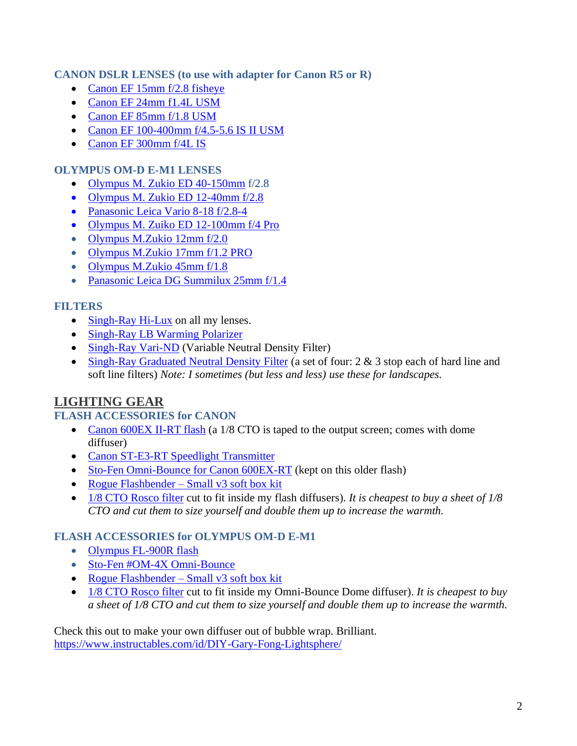### CANON DSLR LENSES (to use with adapter for Canon R5 or R)

- Canon EF 15mm f/2.8 fisheye
- Canon EF 24mm f1.4L USM
- Canon EF 85mm f/1.8 USM
- Canon EF 100-400mm f/4.5-5.6 IS II USM
- Canon EF 300mm f/4L IS

### OLYMPUS OM-D E-M1 LENSES

- Olympus M. Zukio ED 40-150mm f/2.8
- Olympus M. Zukio ED 12-40mm f/2.8
- Panasonic Leica Vario 8-18 f/2.8-4
- Olympus M. Zuiko ED 12-100mm f/4 Pro
- Olympus M.Zukio 12mm f/2.0
- Olympus M.Zukio 17mm f/1.2 PRO
- Olympus M.Zukio 45mm f/1.8
- Panasonic Leica DG Summilux 25mm f/1.4

### FILTERS

- Singh-Ray Hi-Lux on all my lenses.
- Singh-Ray LB Warming Polarizer
- Singh-Ray Vari-ND (Variable Neutral Density Filter)
- Singh-Ray Graduated Neutral Density Filter (a set of four: 2 & 3 stop each of hard line and soft line filters) *Note: I sometimes (but less and less) use these for landscapes.*

## LIGHTING GEAR

### FLASH ACCESSORIES for CANON

- Canon 600EX II-RT flash (a 1/8 CTO is taped to the output screen; comes with dome diffuser)
- Canon ST-E3-RT Speedlight Transmitter
- Sto-Fen Omni-Bounce for Canon 600EX-RT (kept on this older flash)
- Rogue Flashbender – Small v3 soft box kit
- 1/8 CTO Rosco filter cut to fit inside my flash diffusers). *It is cheapest to buy a sheet of 1/8 CTO and cut them to size yourself and double them up to increase the warmth.*

### FLASH ACCESSORIES for OLYMPUS OM-D E-M1

- Olympus FL-900R flash
- Sto-Fen #OM-4X Omni-Bounce
- Rogue Flashbender – Small v3 soft box kit
- 1/8 CTO Rosco filter cut to fit inside my Omni-Bounce Dome diffuser). *It is cheapest to buy a sheet of 1/8 CTO and cut them to size yourself and double them up to increase the warmth.*

Check this out to make your own diffuser out of bubble wrap. Brilliant.
https://www.instructables.com/id/DIY-Gary-Fong-Lightsphere/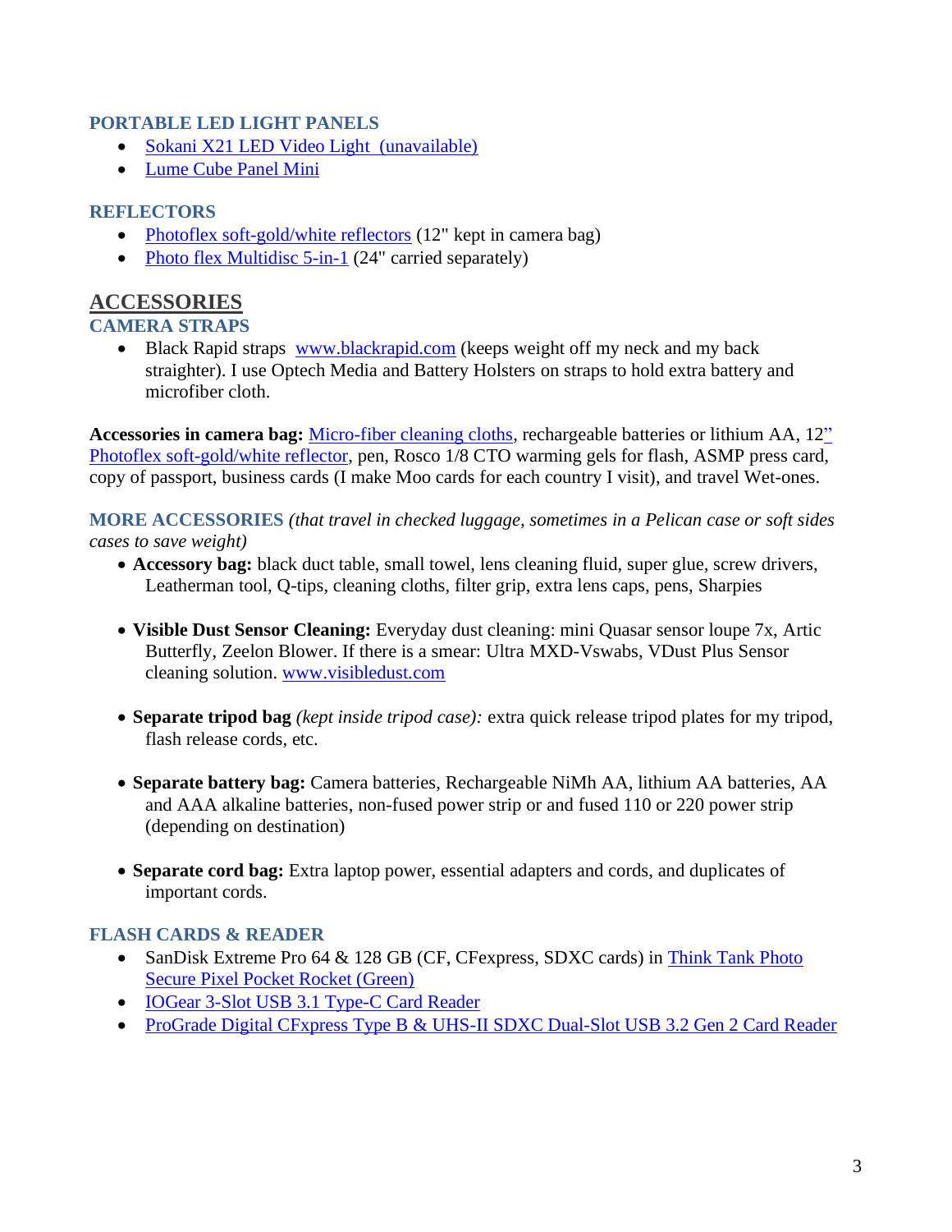### PORTABLE LED LIGHT PANELS

- Sokani X21 LED Video Light (unavailable)
- Lume Cube Panel Mini

### REFLECTORS

- Photoflex soft-gold/white reflectors (12" kept in camera bag)
- Photo flex Multidisc 5-in-1 (24" carried separately)

## ACCESSORIES

### CAMERA STRAPS

- Black Rapid straps www.blackrapid.com (keeps weight off my neck and my back straighter). I use Optech Media and Battery Holsters on straps to hold extra battery and microfiber cloth.

**Accessories in camera bag:** Micro-fiber cleaning cloths, rechargeable batteries or lithium AA, 12" Photoflex soft-gold/white reflector, pen, Rosco 1/8 CTO warming gels for flash, ASMP press card, copy of passport, business cards (I make Moo cards for each country I visit), and travel Wet-ones.

**MORE ACCESSORIES** *(that travel in checked luggage, sometimes in a Pelican case or soft sides cases to save weight)*

- **Accessory bag:** black duct table, small towel, lens cleaning fluid, super glue, screw drivers, Leatherman tool, Q-tips, cleaning cloths, filter grip, extra lens caps, pens, Sharpies
- **Visible Dust Sensor Cleaning:** Everyday dust cleaning: mini Quasar sensor loupe 7x, Artic Butterfly, Zeelon Blower. If there is a smear: Ultra MXD-Vswabs, VDust Plus Sensor cleaning solution. www.visibledust.com
- **Separate tripod bag** *(kept inside tripod case):* extra quick release tripod plates for my tripod, flash release cords, etc.
- **Separate battery bag:** Camera batteries, Rechargeable NiMh AA, lithium AA batteries, AA and AAA alkaline batteries, non-fused power strip or and fused 110 or 220 power strip (depending on destination)
- **Separate cord bag:** Extra laptop power, essential adapters and cords, and duplicates of important cords.

### FLASH CARDS & READER

- SanDisk Extreme Pro 64 & 128 GB (CF, CFexpress, SDXC cards) in Think Tank Photo Secure Pixel Pocket Rocket (Green)
- IOGear 3-Slot USB 3.1 Type-C Card Reader
- ProGrade Digital CFxpress Type B & UHS-II SDXC Dual-Slot USB 3.2 Gen 2 Card Reader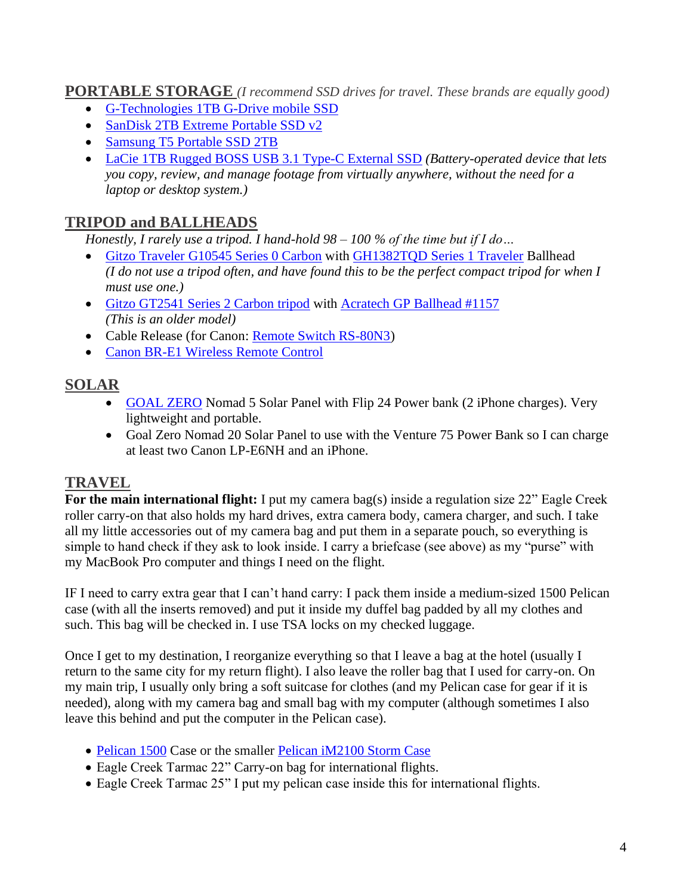## PORTABLE STORAGE *(I recommend SSD drives for travel. These brands are equally good)*

- G-Technologies 1TB G-Drive mobile SSD
- SanDisk 2TB Extreme Portable SSD v2
- Samsung T5 Portable SSD 2TB
- LaCie 1TB Rugged BOSS USB 3.1 Type-C External SSD *(Battery-operated device that lets you copy, review, and manage footage from virtually anywhere, without the need for a laptop or desktop system.)*

## TRIPOD and BALLHEADS

*Honestly, I rarely use a tripod. I hand-hold 98 – 100 % of the time but if I do…*

- Gitzo Traveler G10545 Series 0 Carbon with GH1382TQD Series 1 Traveler Ballhead *(I do not use a tripod often, and have found this to be the perfect compact tripod for when I must use one.)*
- Gitzo GT2541 Series 2 Carbon tripod with Acratech GP Ballhead #1157 *(This is an older model)*
- Cable Release (for Canon: Remote Switch RS-80N3)
- Canon BR-E1 Wireless Remote Control

## SOLAR

- GOAL ZERO Nomad 5 Solar Panel with Flip 24 Power bank (2 iPhone charges). Very lightweight and portable.
- Goal Zero Nomad 20 Solar Panel to use with the Venture 75 Power Bank so I can charge at least two Canon LP-E6NH and an iPhone.

## TRAVEL

**For the main international flight:** I put my camera bag(s) inside a regulation size 22" Eagle Creek roller carry-on that also holds my hard drives, extra camera body, camera charger, and such. I take all my little accessories out of my camera bag and put them in a separate pouch, so everything is simple to hand check if they ask to look inside. I carry a briefcase (see above) as my "purse" with my MacBook Pro computer and things I need on the flight.

IF I need to carry extra gear that I can't hand carry: I pack them inside a medium-sized 1500 Pelican case (with all the inserts removed) and put it inside my duffel bag padded by all my clothes and such. This bag will be checked in. I use TSA locks on my checked luggage.

Once I get to my destination, I reorganize everything so that I leave a bag at the hotel (usually I return to the same city for my return flight). I also leave the roller bag that I used for carry-on. On my main trip, I usually only bring a soft suitcase for clothes (and my Pelican case for gear if it is needed), along with my camera bag and small bag with my computer (although sometimes I also leave this behind and put the computer in the Pelican case).

- Pelican 1500 Case or the smaller Pelican iM2100 Storm Case
- Eagle Creek Tarmac 22" Carry-on bag for international flights.
- Eagle Creek Tarmac 25" I put my pelican case inside this for international flights.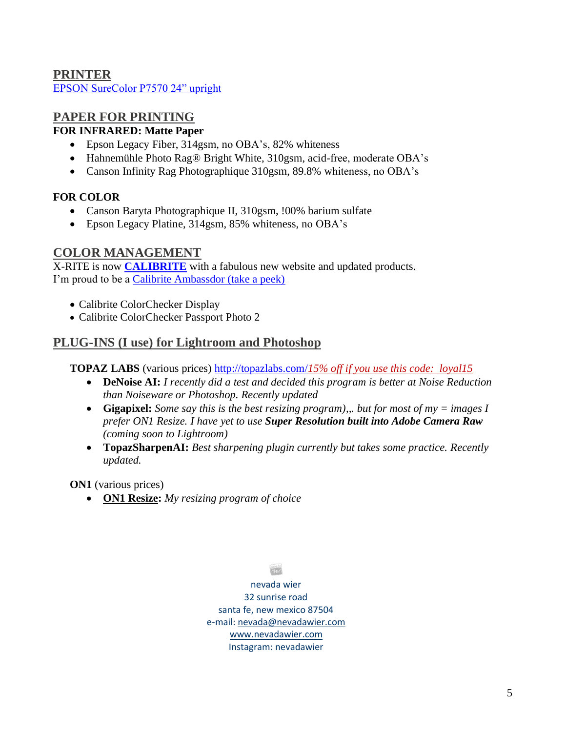## PRINTER

[EPSON SureColor P7570 24" upright]

## PAPER FOR PRINTING

**FOR INFRARED: Matte Paper**

- Epson Legacy Fiber, 314gsm, no OBA's, 82% whiteness
- Hahnemühle Photo Rag® Bright White, 310gsm, acid-free, moderate OBA's
- Canson Infinity Rag Photographique 310gsm, 89.8% whiteness, no OBA's

**FOR COLOR**

- Canson Baryta Photographique II, 310gsm, !00% barium sulfate
- Epson Legacy Platine, 314gsm, 85% whiteness, no OBA's

## COLOR MANAGEMENT

X-RITE is now **CALIBRITE** with a fabulous new website and updated products.
I'm proud to be a Calibrite Ambassdor (take a peek)

- Calibrite ColorChecker Display
- Calibrite ColorChecker Passport Photo 2

## PLUG-INS (I use) for Lightroom and Photoshop

**TOPAZ LABS** (various prices) http://topazlabs.com/*15% off if you use this code: loyal15*

- **DeNoise AI:** *I recently did a test and decided this program is better at Noise Reduction than Noiseware or Photoshop. Recently updated*
- **Gigapixel:** *Some say this is the best resizing program),,. but for most of my = images I prefer ON1 Resize. I have yet to use* ***Super Resolution built into Adobe Camera Raw*** *(coming soon to Lightroom)*
- **TopazSharpenAI:** *Best sharpening plugin currently but takes some practice. Recently updated.*

**ON1** (various prices)

- **ON1 Resize:** *My resizing program of choice*

nevada wier
32 sunrise road
santa fe, new mexico 87504
e-mail: nevada@nevadawier.com
www.nevadawier.com
Instagram: nevadawier